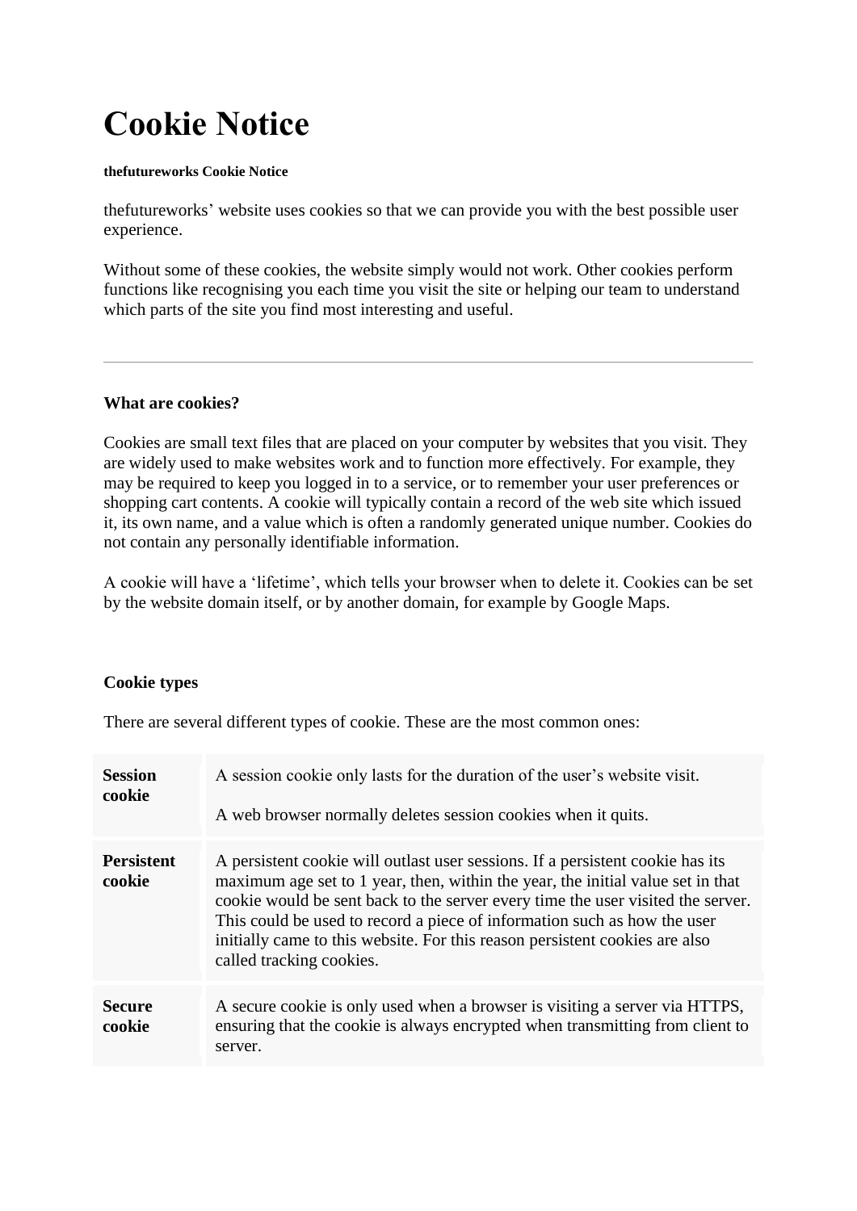# Cookie Notice

**thefutureworks Cookie Notice**

thefutureworks’ website uses cookies so that we can provide you with the best possible user experience.

Without some of these cookies, the website simply would not work. Other cookies perform functions like recognising you each time you visit the site or helping our team to understand which parts of the site you find most interesting and useful.

---

**What are cookies?**

Cookies are small text files that are placed on your computer by websites that you visit. They are widely used to make websites work and to function more effectively. For example, they may be required to keep you logged in to a service, or to remember your user preferences or shopping cart contents. A cookie will typically contain a record of the web site which issued it, its own name, and a value which is often a randomly generated unique number. Cookies do not contain any personally identifiable information.

A cookie will have a ‘lifetime’, which tells your browser when to delete it. Cookies can be set by the website domain itself, or by another domain, for example by Google Maps.

**Cookie types**

There are several different types of cookie. These are the most common ones:

| | |
|---|---|
| **Session cookie** | A session cookie only lasts for the duration of the user’s website visit. A web browser normally deletes session cookies when it quits. |
| **Persistent cookie** | A persistent cookie will outlast user sessions. If a persistent cookie has its maximum age set to 1 year, then, within the year, the initial value set in that cookie would be sent back to the server every time the user visited the server. This could be used to record a piece of information such as how the user initially came to this website. For this reason persistent cookies are also called tracking cookies. |
| **Secure cookie** | A secure cookie is only used when a browser is visiting a server via HTTPS, ensuring that the cookie is always encrypted when transmitting from client to server. |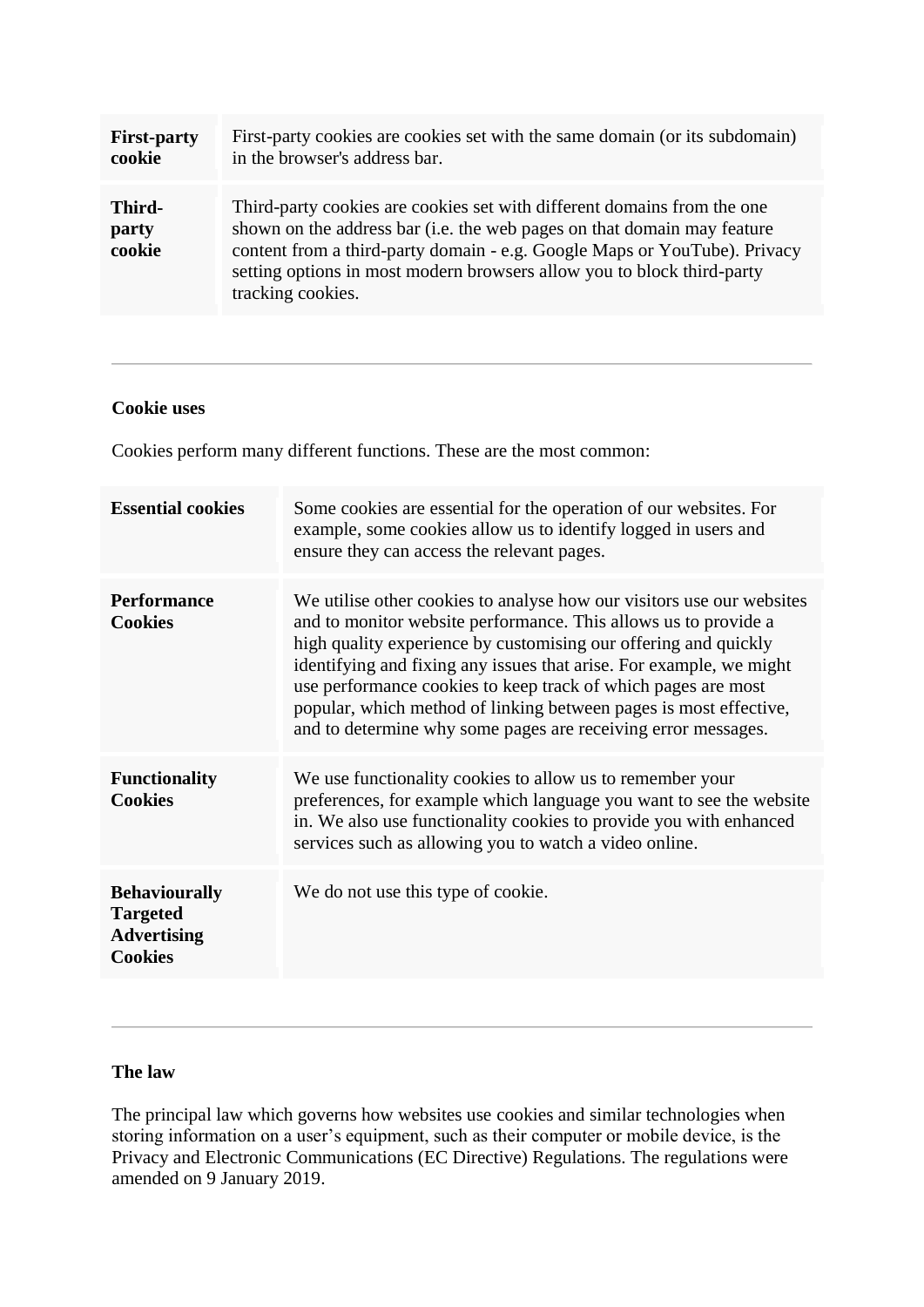| **First-party cookie** | First-party cookies are cookies set with the same domain (or its subdomain) in the browser's address bar. |
|---|---|
| **Third-party cookie** | Third-party cookies are cookies set with different domains from the one shown on the address bar (i.e. the web pages on that domain may feature content from a third-party domain - e.g. Google Maps or YouTube). Privacy setting options in most modern browsers allow you to block third-party tracking cookies. |

---

**Cookie uses**

Cookies perform many different functions. These are the most common:

| **Essential cookies** | Some cookies are essential for the operation of our websites. For example, some cookies allow us to identify logged in users and ensure they can access the relevant pages. |
|---|---|
| **Performance Cookies** | We utilise other cookies to analyse how our visitors use our websites and to monitor website performance. This allows us to provide a high quality experience by customising our offering and quickly identifying and fixing any issues that arise. For example, we might use performance cookies to keep track of which pages are most popular, which method of linking between pages is most effective, and to determine why some pages are receiving error messages. |
| **Functionality Cookies** | We use functionality cookies to allow us to remember your preferences, for example which language you want to see the website in. We also use functionality cookies to provide you with enhanced services such as allowing you to watch a video online. |
| **Behaviourally Targeted Advertising Cookies** | We do not use this type of cookie. |

---

**The law**

The principal law which governs how websites use cookies and similar technologies when storing information on a user's equipment, such as their computer or mobile device, is the Privacy and Electronic Communications (EC Directive) Regulations. The regulations were amended on 9 January 2019.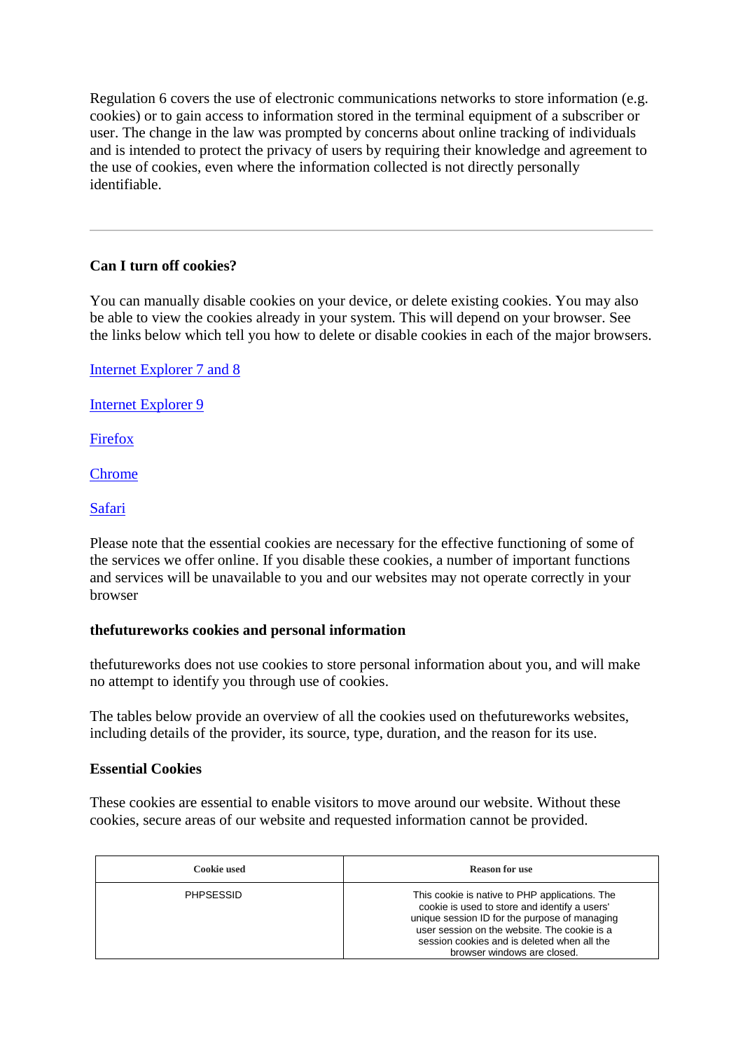Regulation 6 covers the use of electronic communications networks to store information (e.g. cookies) or to gain access to information stored in the terminal equipment of a subscriber or user. The change in the law was prompted by concerns about online tracking of individuals and is intended to protect the privacy of users by requiring their knowledge and agreement to the use of cookies, even where the information collected is not directly personally identifiable.

---

### Can I turn off cookies?

You can manually disable cookies on your device, or delete existing cookies. You may also be able to view the cookies already in your system. This will depend on your browser. See the links below which tell you how to delete or disable cookies in each of the major browsers.

Internet Explorer 7 and 8

Internet Explorer 9

Firefox

Chrome

Safari

Please note that the essential cookies are necessary for the effective functioning of some of the services we offer online. If you disable these cookies, a number of important functions and services will be unavailable to you and our websites may not operate correctly in your browser

### thefutureworks cookies and personal information

thefutureworks does not use cookies to store personal information about you, and will make no attempt to identify you through use of cookies.

The tables below provide an overview of all the cookies used on thefutureworks websites, including details of the provider, its source, type, duration, and the reason for its use.

### Essential Cookies

These cookies are essential to enable visitors to move around our website. Without these cookies, secure areas of our website and requested information cannot be provided.

| Cookie used | Reason for use |
|---|---|
| PHPSESSID | This cookie is native to PHP applications. The cookie is used to store and identify a users' unique session ID for the purpose of managing user session on the website. The cookie is a session cookies and is deleted when all the browser windows are closed. |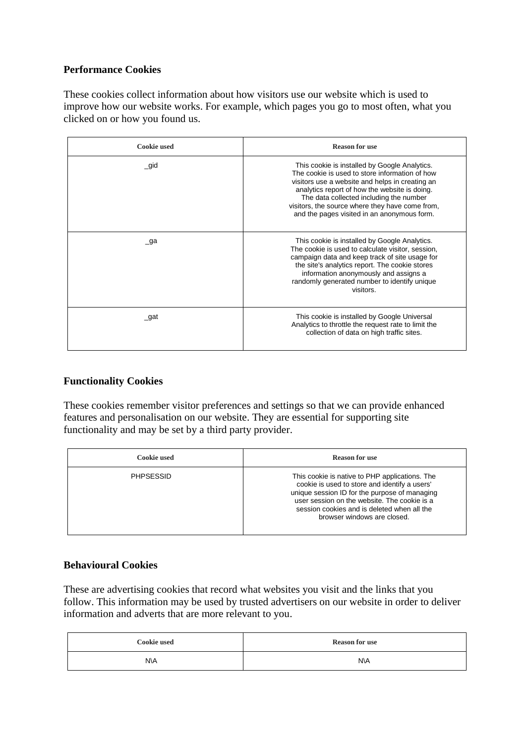### Performance Cookies

These cookies collect information about how visitors use our website which is used to improve how our website works. For example, which pages you go to most often, what you clicked on or how you found us.

| Cookie used | Reason for use |
| --- | --- |
| _gid | This cookie is installed by Google Analytics. The cookie is used to store information of how visitors use a website and helps in creating an analytics report of how the website is doing. The data collected including the number visitors, the source where they have come from, and the pages visited in an anonymous form. |
| _ga | This cookie is installed by Google Analytics. The cookie is used to calculate visitor, session, campaign data and keep track of site usage for the site's analytics report. The cookie stores information anonymously and assigns a randomly generated number to identify unique visitors. |
| _gat | This cookie is installed by Google Universal Analytics to throttle the request rate to limit the collection of data on high traffic sites. |

### Functionality Cookies

These cookies remember visitor preferences and settings so that we can provide enhanced features and personalisation on our website. They are essential for supporting site functionality and may be set by a third party provider.

| Cookie used | Reason for use |
| --- | --- |
| PHPSESSID | This cookie is native to PHP applications. The cookie is used to store and identify a users' unique session ID for the purpose of managing user session on the website. The cookie is a session cookies and is deleted when all the browser windows are closed. |

### Behavioural Cookies

These are advertising cookies that record what websites you visit and the links that you follow. This information may be used by trusted advertisers on our website in order to deliver information and adverts that are more relevant to you.

| Cookie used | Reason for use |
| --- | --- |
| N\A | N\A |